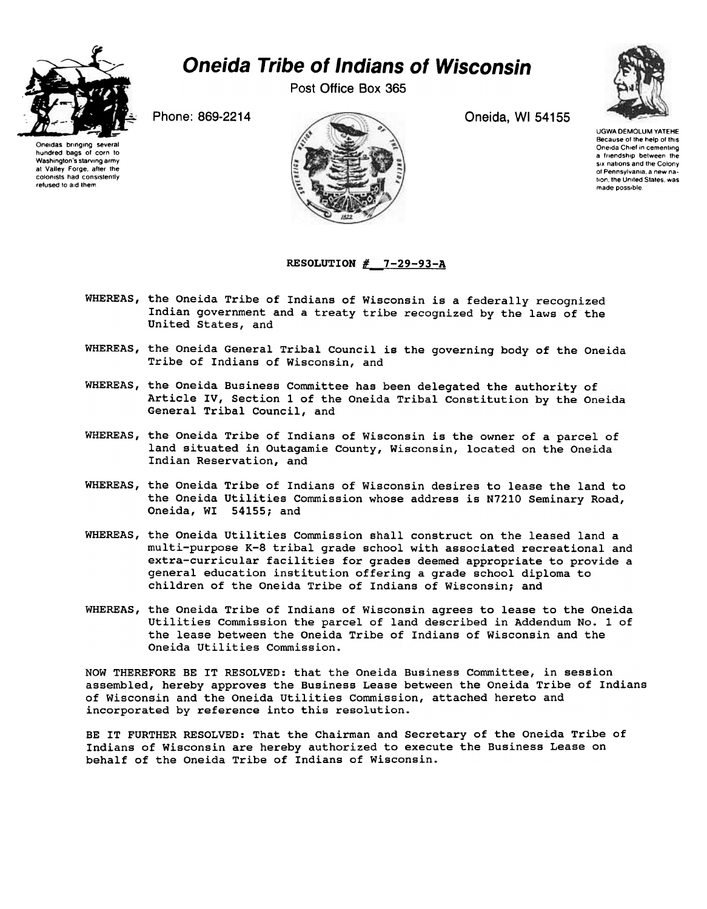# Oneida Tribe of Indians of Wisconsin

Post Office Box 365

Phone: 869-2214

Oneida, WI 54155

Oneidas bringing several hundred bags of corn to Washington's starving army at Valley Forge, after the colonists had consistently refused to aid them.

UGWA DEMOLUM YATEHE Because of the help of this Oneida Chief in cementing a friendship between the six nations and the Colony of Pennsylvania, a new nation, the United States, was made possible.

**RESOLUTION # 7-29-93-A**

WHEREAS, the Oneida Tribe of Indians of Wisconsin is a federally recognized Indian government and a treaty tribe recognized by the laws of the United States, and

WHEREAS, the Oneida General Tribal Council is the governing body of the Oneida Tribe of Indians of Wisconsin, and

WHEREAS, the Oneida Business Committee has been delegated the authority of Article IV, Section 1 of the Oneida Tribal Constitution by the Oneida General Tribal Council, and

WHEREAS, the Oneida Tribe of Indians of Wisconsin is the owner of a parcel of land situated in Outagamie County, Wisconsin, located on the Oneida Indian Reservation, and

WHEREAS, the Oneida Tribe of Indians of Wisconsin desires to lease the land to the Oneida Utilities Commission whose address is N7210 Seminary Road, Oneida, WI 54155; and

WHEREAS, the Oneida Utilities Commission shall construct on the leased land a multi-purpose K-8 tribal grade school with associated recreational and extra-curricular facilities for grades deemed appropriate to provide a general education institution offering a grade school diploma to children of the Oneida Tribe of Indians of Wisconsin; and

WHEREAS, the Oneida Tribe of Indians of Wisconsin agrees to lease to the Oneida Utilities Commission the parcel of land described in Addendum No. 1 of the lease between the Oneida Tribe of Indians of Wisconsin and the Oneida Utilities Commission.

NOW THEREFORE BE IT RESOLVED: that the Oneida Business Committee, in session assembled, hereby approves the Business Lease between the Oneida Tribe of Indians of Wisconsin and the Oneida Utilities Commission, attached hereto and incorporated by reference into this resolution.

BE IT FURTHER RESOLVED: That the Chairman and Secretary of the Oneida Tribe of Indians of Wisconsin are hereby authorized to execute the Business Lease on behalf of the Oneida Tribe of Indians of Wisconsin.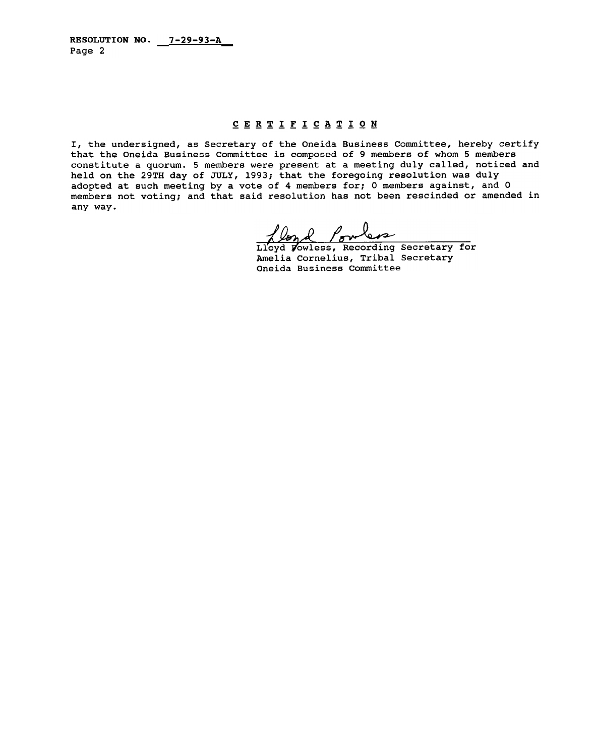**RESOLUTION NO. 7-29-93-A**
Page 2

## CERTIFICATION

I, the undersigned, as Secretary of the Oneida Business Committee, hereby certify that the Oneida Business Committee is composed of 9 members of whom 5 members constitute a quorum. 5 members were present at a meeting duly called, noticed and held on the 29TH day of JULY, 1993; that the foregoing resolution was duly adopted at such meeting by a vote of 4 members for; 0 members against, and 0 members not voting; and that said resolution has not been rescinded or amended in any way.

Lloyd Powless

Lloyd Powless, Recording Secretary for
Amelia Cornelius, Tribal Secretary
Oneida Business Committee